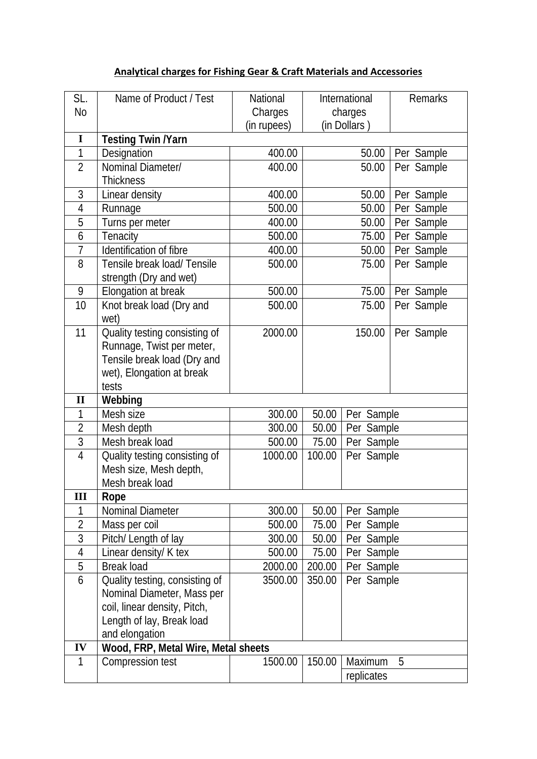# Analytical charges for Fishing Gear & Craft Materials and Accessories

| SL. No | Name of Product / Test | National Charges (in rupees) | International charges (in Dollars ) | Remarks |
|---|---|---|---|---|
| **I** | **Testing Twin /Yarn** | | | |
| 1 | Designation | 400.00 | 50.00 | Per Sample |
| 2 | Nominal Diameter/ Thickness | 400.00 | 50.00 | Per Sample |
| 3 | Linear density | 400.00 | 50.00 | Per Sample |
| 4 | Runnage | 500.00 | 50.00 | Per Sample |
| 5 | Turns per meter | 400.00 | 50.00 | Per Sample |
| 6 | Tenacity | 500.00 | 75.00 | Per Sample |
| 7 | Identification of fibre | 400.00 | 50.00 | Per Sample |
| 8 | Tensile break load/ Tensile strength (Dry and wet) | 500.00 | 75.00 | Per Sample |
| 9 | Elongation at break | 500.00 | 75.00 | Per Sample |
| 10 | Knot break load (Dry and wet) | 500.00 | 75.00 | Per Sample |
| 11 | Quality testing consisting of Runnage, Twist per meter, Tensile break load (Dry and wet), Elongation at break tests | 2000.00 | 150.00 | Per Sample |
| **II** | **Webbing** | | | |
| 1 | Mesh size | 300.00 | 50.00 | Per Sample |
| 2 | Mesh depth | 300.00 | 50.00 | Per Sample |
| 3 | Mesh break load | 500.00 | 75.00 | Per Sample |
| 4 | Quality testing consisting of Mesh size, Mesh depth, Mesh break load | 1000.00 | 100.00 | Per Sample |
| **III** | **Rope** | | | |
| 1 | Nominal Diameter | 300.00 | 50.00 | Per Sample |
| 2 | Mass per coil | 500.00 | 75.00 | Per Sample |
| 3 | Pitch/ Length of lay | 300.00 | 50.00 | Per Sample |
| 4 | Linear density/ K tex | 500.00 | 75.00 | Per Sample |
| 5 | Break load | 2000.00 | 200.00 | Per Sample |
| 6 | Quality testing, consisting of Nominal Diameter, Mass per coil, linear density, Pitch, Length of lay, Break load and elongation | 3500.00 | 350.00 | Per Sample |
| **IV** | **Wood, FRP, Metal Wire, Metal sheets** | | | |
| 1 | Compression test | 1500.00 | 150.00 | Maximum 5 replicates |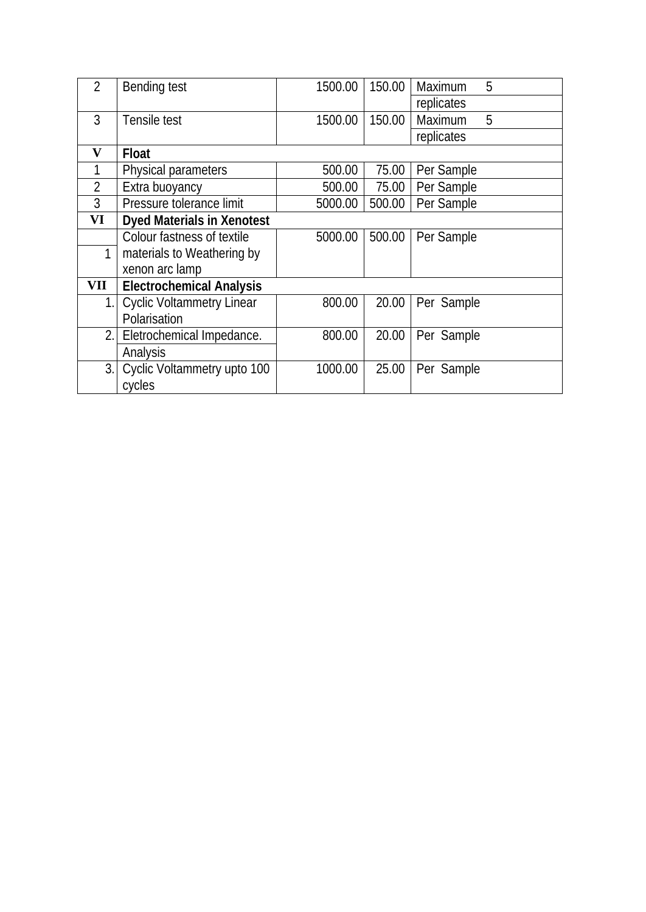| | | | | |
|---|---|---|---|---|
| 2 | Bending test | 1500.00 | 150.00 | Maximum 5 replicates |
| 3 | Tensile test | 1500.00 | 150.00 | Maximum 5 replicates |
| **V** | **Float** | | | |
| 1 | Physical parameters | 500.00 | 75.00 | Per Sample |
| 2 | Extra buoyancy | 500.00 | 75.00 | Per Sample |
| 3 | Pressure tolerance limit | 5000.00 | 500.00 | Per Sample |
| **VI** | **Dyed Materials in Xenotest** | | | |
| 1 | Colour fastness of textile materials to Weathering by xenon arc lamp | 5000.00 | 500.00 | Per Sample |
| **VII** | **Electrochemical Analysis** | | | |
| 1. | Cyclic Voltammetry Linear Polarisation | 800.00 | 20.00 | Per Sample |
| 2. | Eletrochemical Impedance. Analysis | 800.00 | 20.00 | Per Sample |
| 3. | Cyclic Voltammetry upto 100 cycles | 1000.00 | 25.00 | Per Sample |